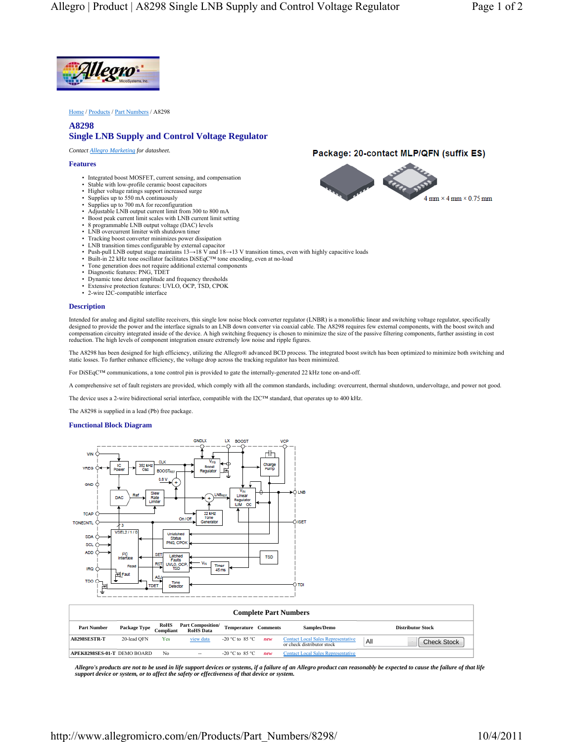Home / Products / Part Numbers / A8298

# A8298
## Single LNB Supply and Control Voltage Regulator

*Contact Allegro Marketing for datasheet.*

**Package: 20-contact MLP/QFN (suffix ES)**

4 mm × 4 mm × 0.75 mm

### Features

- Integrated boost MOSFET, current sensing, and compensation
- Stable with low-profile ceramic boost capacitors
- Higher voltage ratings support increased surge
- Supplies up to 550 mA continuously
- Supplies up to 700 mA for reconfiguration
- Adjustable LNB output current limit from 300 to 800 mA
- Boost peak current limit scales with LNB current limit setting
- 8 programmable LNB output voltage (DAC) levels
- LNB overcurrent limiter with shutdown timer
- Tracking boost converter minimizes power dissipation
- LNB transition times configurable by external capacitor
- Push-pull LNB output stage maintains 13→18 V and 18→13 V transition times, even with highly capacitive loads
- Built-in 22 kHz tone oscillator facilitates DiSEqC™ tone encoding, even at no-load
- Tone generation does not require additional external components
- Diagnostic features: PNG, TDET
- Dynamic tone detect amplitude and frequency thresholds
- Extensive protection features: UVLO, OCP, TSD, CPOK
- 2-wire I2C-compatible interface

### Description

Intended for analog and digital satellite receivers, this single low noise block converter regulator (LNBR) is a monolithic linear and switching voltage regulator, specifically designed to provide the power and the interface signals to an LNB down converter via coaxial cable. The A8298 requires few external components, with the boost switch and compensation circuitry integrated inside of the device. A high switching frequency is chosen to minimize the size of the passive filtering components, further assisting in cost reduction. The high levels of component integration ensure extremely low noise and ripple figures.

The A8298 has been designed for high efficiency, utilizing the Allegro® advanced BCD process. The integrated boost switch has been optimized to minimize both switching and static losses. To further enhance efficiency, the voltage drop across the tracking regulator has been minimized.

For DiSEqC™ communications, a tone control pin is provided to gate the internally-generated 22 kHz tone on-and-off.

A comprehensive set of fault registers are provided, which comply with all the common standards, including: overcurrent, thermal shutdown, undervoltage, and power not good.

The device uses a 2-wire bidirectional serial interface, compatible with the I2C™ standard, that operates up to 400 kHz.

The A8298 is supplied in a lead (Pb) free package.

### Functional Block Diagram

### Complete Part Numbers

| Part Number | Package Type | RoHS Compliant | Part Composition/ RoHS Data | Temperature | Comments | Samples/Demo | Distributor Stock |
|---|---|---|---|---|---|---|---|
| A8298SESTR-T | 20-lead QFN | Yes | view data | -20 °C to 85 °C | *new* | Contact Local Sales Representative or check distributor stock | All / Check Stock |
| APEK8298SES-01-T | DEMO BOARD | No | -- | -20 °C to 85 °C | *new* | Contact Local Sales Representative | |

***Allegro's products are not to be used in life support devices or systems, if a failure of an Allegro product can reasonably be expected to cause the failure of that life support device or system, or to affect the safety or effectiveness of that device or system.***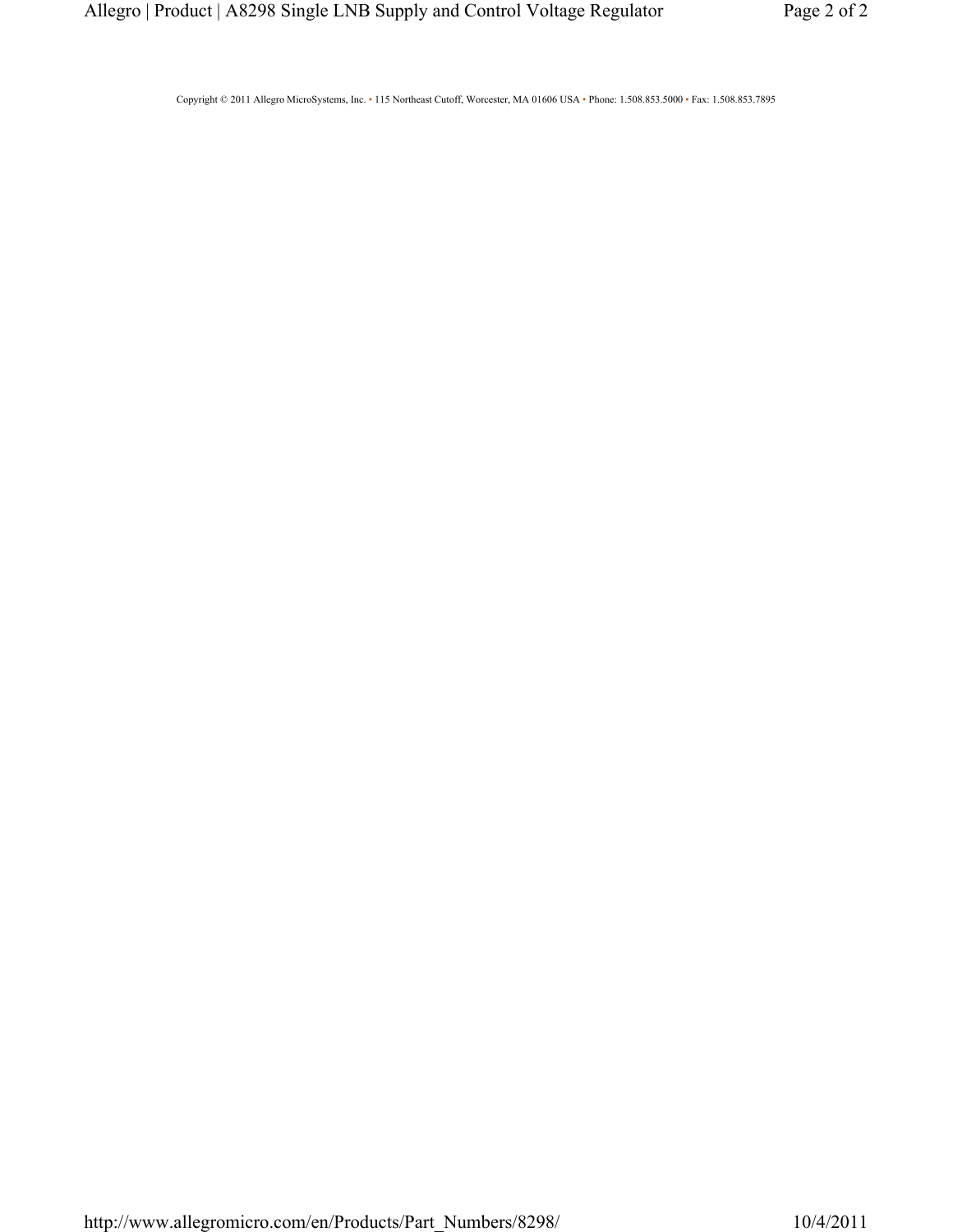Copyright © 2011 Allegro MicroSystems, Inc. • 115 Northeast Cutoff, Worcester, MA 01606 USA • Phone: 1.508.853.5000 • Fax: 1.508.853.7895